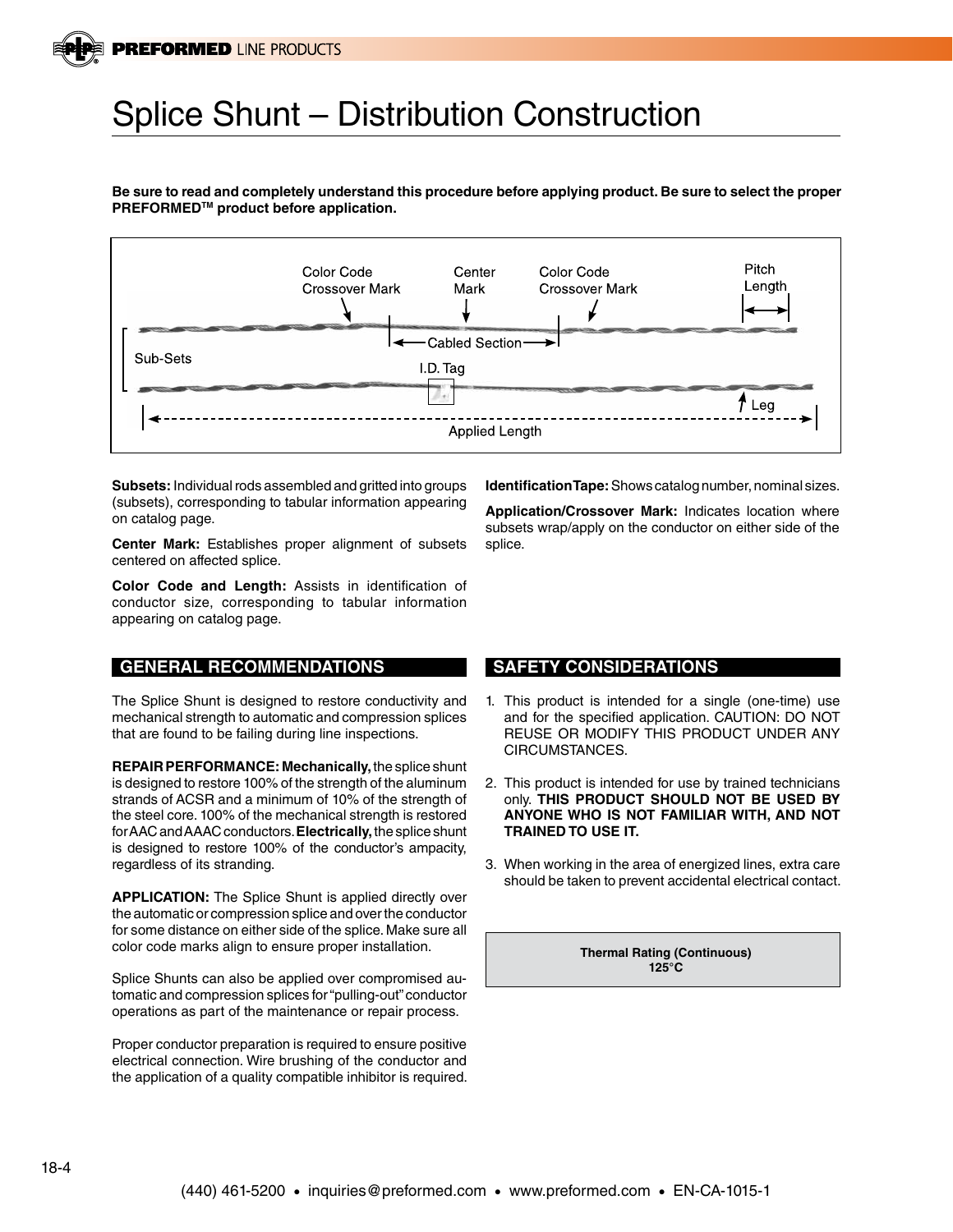# Splice Shunt – Distribution Construction

**Be sure to read and completely understand this procedure before applying product. Be sure to select the proper PREFORMED™ product before application.**

Color Code Crossover Mark — Center Mark — Color Code Crossover Mark — Pitch Length

Cabled Section

Sub-Sets

I.D. Tag

Leg

Applied Length

**Subsets:** Individual rods assembled and gritted into groups (subsets), corresponding to tabular information appearing on catalog page.

**Center Mark:** Establishes proper alignment of subsets centered on affected splice.

**Color Code and Length:** Assists in identification of conductor size, corresponding to tabular information appearing on catalog page.

**Identification Tape:** Shows catalog number, nominal sizes.

**Application/Crossover Mark:** Indicates location where subsets wrap/apply on the conductor on either side of the splice.

## GENERAL RECOMMENDATIONS

The Splice Shunt is designed to restore conductivity and mechanical strength to automatic and compression splices that are found to be failing during line inspections.

**REPAIR PERFORMANCE: Mechanically,** the splice shunt is designed to restore 100% of the strength of the aluminum strands of ACSR and a minimum of 10% of the strength of the steel core. 100% of the mechanical strength is restored for AAC and AAAC conductors. **Electrically,** the splice shunt is designed to restore 100% of the conductor's ampacity, regardless of its stranding.

**APPLICATION:** The Splice Shunt is applied directly over the automatic or compression splice and over the conductor for some distance on either side of the splice. Make sure all color code marks align to ensure proper installation.

Splice Shunts can also be applied over compromised automatic and compression splices for "pulling-out" conductor operations as part of the maintenance or repair process.

Proper conductor preparation is required to ensure positive electrical connection. Wire brushing of the conductor and the application of a quality compatible inhibitor is required.

## SAFETY CONSIDERATIONS

1. This product is intended for a single (one-time) use and for the specified application. CAUTION: DO NOT REUSE OR MODIFY THIS PRODUCT UNDER ANY CIRCUMSTANCES.
2. This product is intended for use by trained technicians only. **THIS PRODUCT SHOULD NOT BE USED BY ANYONE WHO IS NOT FAMILIAR WITH, AND NOT TRAINED TO USE IT.**
3. When working in the area of energized lines, extra care should be taken to prevent accidental electrical contact.

**Thermal Rating (Continuous)**
**125°C**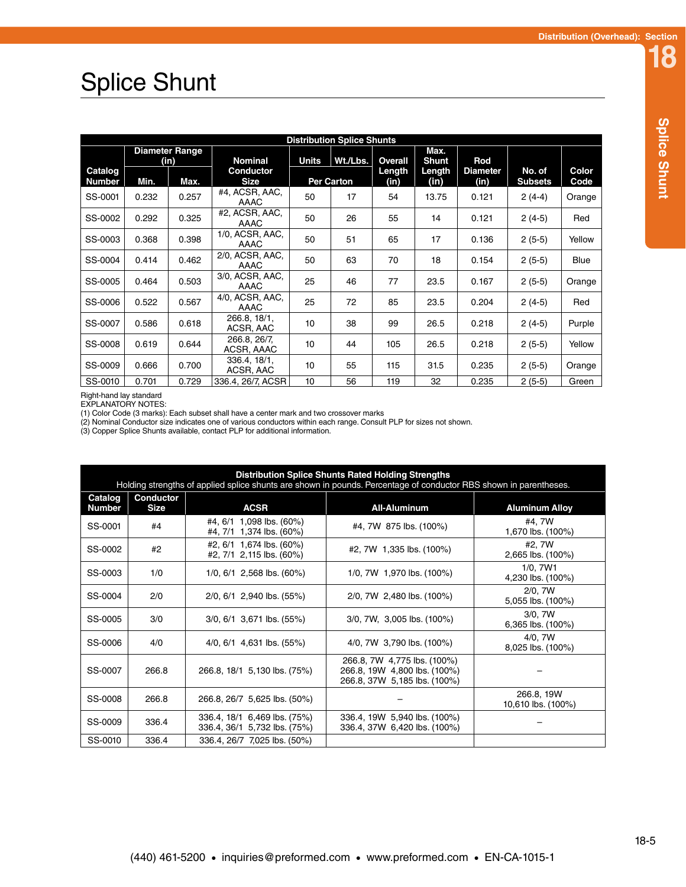# Splice Shunt

| Distribution Splice Shunts | | | | | | | | | | |
|---|---|---|---|---|---|---|---|---|---|---|
| Catalog Number | Diameter Range (in) Min. | Diameter Range (in) Max. | Nominal Conductor Size | Units Per Carton | Wt./Lbs. Per Carton | Overall Length (in) | Max. Shunt Length (in) | Rod Diameter (in) | No. of Subsets | Color Code |
| SS-0001 | 0.232 | 0.257 | #4, ACSR, AAC, AAAC | 50 | 17 | 54 | 13.75 | 0.121 | 2 (4-4) | Orange |
| SS-0002 | 0.292 | 0.325 | #2, ACSR, AAC, AAAC | 50 | 26 | 55 | 14 | 0.121 | 2 (4-5) | Red |
| SS-0003 | 0.368 | 0.398 | 1/0, ACSR, AAC, AAAC | 50 | 51 | 65 | 17 | 0.136 | 2 (5-5) | Yellow |
| SS-0004 | 0.414 | 0.462 | 2/0, ACSR, AAC, AAAC | 50 | 63 | 70 | 18 | 0.154 | 2 (5-5) | Blue |
| SS-0005 | 0.464 | 0.503 | 3/0, ACSR, AAC, AAAC | 25 | 46 | 77 | 23.5 | 0.167 | 2 (5-5) | Orange |
| SS-0006 | 0.522 | 0.567 | 4/0, ACSR, AAC, AAAC | 25 | 72 | 85 | 23.5 | 0.204 | 2 (4-5) | Red |
| SS-0007 | 0.586 | 0.618 | 266.8, 18/1, ACSR, AAC | 10 | 38 | 99 | 26.5 | 0.218 | 2 (4-5) | Purple |
| SS-0008 | 0.619 | 0.644 | 266.8, 26/7, ACSR, AAAC | 10 | 44 | 105 | 26.5 | 0.218 | 2 (5-5) | Yellow |
| SS-0009 | 0.666 | 0.700 | 336.4, 18/1, ACSR, AAC | 10 | 55 | 115 | 31.5 | 0.235 | 2 (5-5) | Orange |
| SS-0010 | 0.701 | 0.729 | 336.4, 26/7, ACSR | 10 | 56 | 119 | 32 | 0.235 | 2 (5-5) | Green |

Right-hand lay standard
EXPLANATORY NOTES:
(1) Color Code (3 marks): Each subset shall have a center mark and two crossover marks
(2) Nominal Conductor size indicates one of various conductors within each range. Consult PLP for sizes not shown.
(3) Copper Splice Shunts available, contact PLP for additional information.

| Distribution Splice Shunts Rated Holding Strengths<br>Holding strengths of applied splice shunts are shown in pounds. Percentage of conductor RBS shown in parentheses. | | | | |
|---|---|---|---|---|
| Catalog Number | Conductor Size | ACSR | All-Aluminum | Aluminum Alloy |
| SS-0001 | #4 | #4, 6/1 1,098 lbs. (60%)<br>#4, 7/1 1,374 lbs. (60%) | #4, 7W 875 lbs. (100%) | #4, 7W<br>1,670 lbs. (100%) |
| SS-0002 | #2 | #2, 6/1 1,674 lbs. (60%)<br>#2, 7/1 2,115 lbs. (60%) | #2, 7W 1,335 lbs. (100%) | #2, 7W<br>2,665 lbs. (100%) |
| SS-0003 | 1/0 | 1/0, 6/1 2,568 lbs. (60%) | 1/0, 7W 1,970 lbs. (100%) | 1/0, 7W1<br>4,230 lbs. (100%) |
| SS-0004 | 2/0 | 2/0, 6/1 2,940 lbs. (55%) | 2/0, 7W 2,480 lbs. (100%) | 2/0, 7W<br>5,055 lbs. (100%) |
| SS-0005 | 3/0 | 3/0, 6/1 3,671 lbs. (55%) | 3/0, 7W, 3,005 lbs. (100%) | 3/0, 7W<br>6,365 lbs. (100%) |
| SS-0006 | 4/0 | 4/0, 6/1 4,631 lbs. (55%) | 4/0, 7W 3,790 lbs. (100%) | 4/0, 7W<br>8,025 lbs. (100%) |
| SS-0007 | 266.8 | 266.8, 18/1 5,130 lbs. (75%) | 266.8, 7W 4,775 lbs. (100%)<br>266.8, 19W 4,800 lbs. (100%)<br>266.8, 37W 5,185 lbs. (100%) | – |
| SS-0008 | 266.8 | 266.8, 26/7 5,625 lbs. (50%) | – | 266.8, 19W<br>10,610 lbs. (100%) |
| SS-0009 | 336.4 | 336.4, 18/1 6,469 lbs. (75%)<br>336.4, 36/1 5,732 lbs. (75%) | 336.4, 19W 5,940 lbs. (100%)<br>336.4, 37W 6,420 lbs. (100%) | – |
| SS-0010 | 336.4 | 336.4, 26/7 7,025 lbs. (50%) | | |